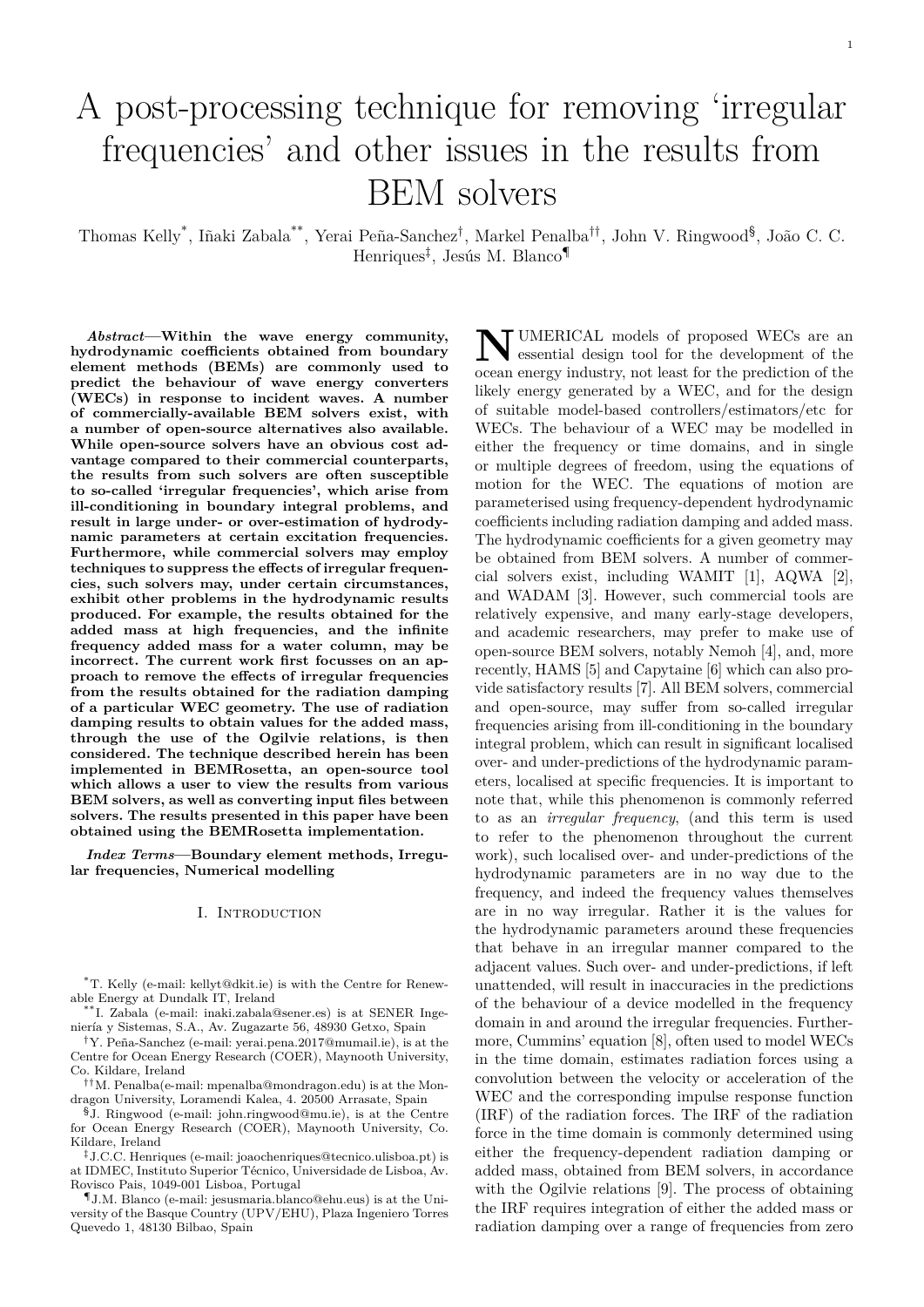# A post-processing technique for removing 'irregular frequencies' and other issues in the results from BEM solvers

Thomas Kelly[*], Iñaki Zabala[**], Yerai Peña-Sanchez[†], Markel Penalba[††], John V. Ringwood[§], João C. C. Henriques[‡], Jesús M. Blanco[¶]

***Abstract*—Within the wave energy community, hydrodynamic coefficients obtained from boundary element methods (BEMs) are commonly used to predict the behaviour of wave energy converters (WECs) in response to incident waves. A number of commercially-available BEM solvers exist, with a number of open-source alternatives also available. While open-source solvers have an obvious cost advantage compared to their commercial counterparts, the results from such solvers are often susceptible to so-called 'irregular frequencies', which arise from ill-conditioning in boundary integral problems, and result in large under- or over-estimation of hydrodynamic parameters at certain excitation frequencies. Furthermore, while commercial solvers may employ techniques to suppress the effects of irregular frequencies, such solvers may, under certain circumstances, exhibit other problems in the hydrodynamic results produced. For example, the results obtained for the added mass at high frequencies, and the infinite frequency added mass for a water column, may be incorrect. The current work first focusses on an approach to remove the effects of irregular frequencies from the results obtained for the radiation damping of a particular WEC geometry. The use of radiation damping results to obtain values for the added mass, through the use of the Ogilvie relations, is then considered. The technique described herein has been implemented in BEMRosetta, an open-source tool which allows a user to view the results from various BEM solvers, as well as converting input files between solvers. The results presented in this paper have been obtained using the BEMRosetta implementation.**

***Index Terms*—Boundary element methods, Irregular frequencies, Numerical modelling**

## I. Introduction

Numerical models of proposed WECs are an essential design tool for the development of the ocean energy industry, not least for the prediction of the likely energy generated by a WEC, and for the design of suitable model-based controllers/estimators/etc for WECs. The behaviour of a WEC may be modelled in either the frequency or time domains, and in single or multiple degrees of freedom, using the equations of motion for the WEC. The equations of motion are parameterised using frequency-dependent hydrodynamic coefficients including radiation damping and added mass. The hydrodynamic coefficients for a given geometry may be obtained from BEM solvers. A number of commercial solvers exist, including WAMIT [1], AQWA [2], and WADAM [3]. However, such commercial tools are relatively expensive, and many early-stage developers, and academic researchers, may prefer to make use of open-source BEM solvers, notably Nemoh [4], and, more recently, HAMS [5] and Capytaine [6] which can also provide satisfactory results [7]. All BEM solvers, commercial and open-source, may suffer from so-called irregular frequencies arising from ill-conditioning in the boundary integral problem, which can result in significant localised over- and under-predictions of the hydrodynamic parameters, localised at specific frequencies. It is important to note that, while this phenomenon is commonly referred to as an *irregular frequency*, (and this term is used to refer to the phenomenon throughout the current work), such localised over- and under-predictions of the hydrodynamic parameters are in no way due to the frequency, and indeed the frequency values themselves are in no way irregular. Rather it is the values for the hydrodynamic parameters around these frequencies that behave in an irregular manner compared to the adjacent values. Such over- and under-predictions, if left unattended, will result in inaccuracies in the predictions of the behaviour of a device modelled in the frequency domain in and around the irregular frequencies. Furthermore, Cummins' equation [8], often used to model WECs in the time domain, estimates radiation forces using a convolution between the velocity or acceleration of the WEC and the corresponding impulse response function (IRF) of the radiation forces. The IRF of the radiation force in the time domain is commonly determined using either the frequency-dependent radiation damping or added mass, obtained from BEM solvers, in accordance with the Ogilvie relations [9]. The process of obtaining the IRF requires integration of either the added mass or radiation damping over a range of frequencies from zero

---

[*] T. Kelly (e-mail: kellyt@dkit.ie) is with the Centre for Renewable Energy at Dundalk IT, Ireland

[**] I. Zabala (e-mail: inaki.zabala@sener.es) is at SENER Ingeniería y Sistemas, S.A., Av. Zugazarte 56, 48930 Getxo, Spain

[†] Y. Peña-Sanchez (e-mail: yerai.pena.2017@mumail.ie), is at the Centre for Ocean Energy Research (COER), Maynooth University, Co. Kildare, Ireland

[††] M. Penalba(e-mail: mpenalba@mondragon.edu) is at the Mondragon University, Loramendi Kalea, 4. 20500 Arrasate, Spain

[§] J. Ringwood (e-mail: john.ringwood@mu.ie), is at the Centre for Ocean Energy Research (COER), Maynooth University, Co. Kildare, Ireland

[‡] J.C.C. Henriques (e-mail: joaochenriques@tecnico.ulisboa.pt) is at IDMEC, Instituto Superior Técnico, Universidade de Lisboa, Av. Rovisco Pais, 1049-001 Lisboa, Portugal

[¶] J.M. Blanco (e-mail: jesusmaria.blanco@ehu.eus) is at the University of the Basque Country (UPV/EHU), Plaza Ingeniero Torres Quevedo 1, 48130 Bilbao, Spain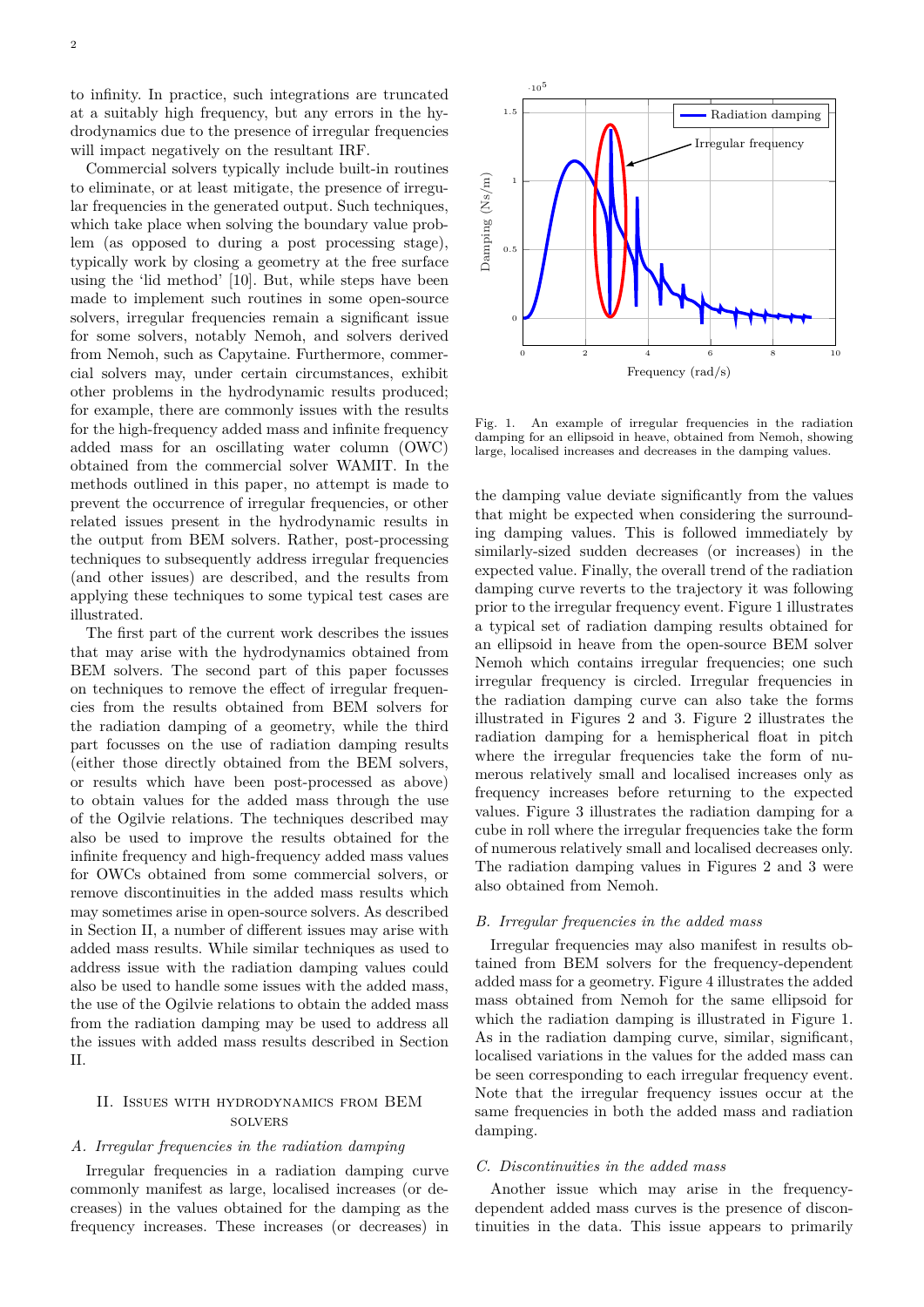to infinity. In practice, such integrations are truncated at a suitably high frequency, but any errors in the hydrodynamics due to the presence of irregular frequencies will impact negatively on the resultant IRF.

Commercial solvers typically include built-in routines to eliminate, or at least mitigate, the presence of irregular frequencies in the generated output. Such techniques, which take place when solving the boundary value problem (as opposed to during a post processing stage), typically work by closing a geometry at the free surface using the 'lid method' [10]. But, while steps have been made to implement such routines in some open-source solvers, irregular frequencies remain a significant issue for some solvers, notably Nemoh, and solvers derived from Nemoh, such as Capytaine. Furthermore, commercial solvers may, under certain circumstances, exhibit other problems in the hydrodynamic results produced; for example, there are commonly issues with the results for the high-frequency added mass and infinite frequency added mass for an oscillating water column (OWC) obtained from the commercial solver WAMIT. In the methods outlined in this paper, no attempt is made to prevent the occurrence of irregular frequencies, or other related issues present in the hydrodynamic results in the output from BEM solvers. Rather, post-processing techniques to subsequently address irregular frequencies (and other issues) are described, and the results from applying these techniques to some typical test cases are illustrated.

The first part of the current work describes the issues that may arise with the hydrodynamics obtained from BEM solvers. The second part of this paper focusses on techniques to remove the effect of irregular frequencies from the results obtained from BEM solvers for the radiation damping of a geometry, while the third part focusses on the use of radiation damping results (either those directly obtained from the BEM solvers, or results which have been post-processed as above) to obtain values for the added mass through the use of the Ogilvie relations. The techniques described may also be used to improve the results obtained for the infinite frequency and high-frequency added mass values for OWCs obtained from some commercial solvers, or remove discontinuities in the added mass results which may sometimes arise in open-source solvers. As described in Section II, a number of different issues may arise with added mass results. While similar techniques as used to address issue with the radiation damping values could also be used to handle some issues with the added mass, the use of the Ogilvie relations to obtain the added mass from the radiation damping may be used to address all the issues with added mass results described in Section II.

## II. Issues with hydrodynamics from BEM solvers

### A. Irregular frequencies in the radiation damping

Irregular frequencies in a radiation damping curve commonly manifest as large, localised increases (or decreases) in the values obtained for the damping as the frequency increases. These increases (or decreases) in the damping value deviate significantly from the values that might be expected when considering the surrounding damping values. This is followed immediately by similarly-sized sudden decreases (or increases) in the expected value. Finally, the overall trend of the radiation damping curve reverts to the trajectory it was following prior to the irregular frequency event. Figure 1 illustrates a typical set of radiation damping results obtained for an ellipsoid in heave from the open-source BEM solver Nemoh which contains irregular frequencies; one such irregular frequency is circled. Irregular frequencies in the radiation damping curve can also take the forms illustrated in Figures 2 and 3. Figure 2 illustrates the radiation damping for a hemispherical float in pitch where the irregular frequencies take the form of numerous relatively small and localised increases only as frequency increases before returning to the expected values. Figure 3 illustrates the radiation damping for a cube in roll where the irregular frequencies take the form of numerous relatively small and localised decreases only. The radiation damping values in Figures 2 and 3 were also obtained from Nemoh.

Fig. 1. An example of irregular frequencies in the radiation damping for an ellipsoid in heave, obtained from Nemoh, showing large, localised increases and decreases in the damping values.

### B. Irregular frequencies in the added mass

Irregular frequencies may also manifest in results obtained from BEM solvers for the frequency-dependent added mass for a geometry. Figure 4 illustrates the added mass obtained from Nemoh for the same ellipsoid for which the radiation damping is illustrated in Figure 1. As in the radiation damping curve, similar, significant, localised variations in the values for the added mass can be seen corresponding to each irregular frequency event. Note that the irregular frequency issues occur at the same frequencies in both the added mass and radiation damping.

### C. Discontinuities in the added mass

Another issue which may arise in the frequency-dependent added mass curves is the presence of discontinuities in the data. This issue appears to primarily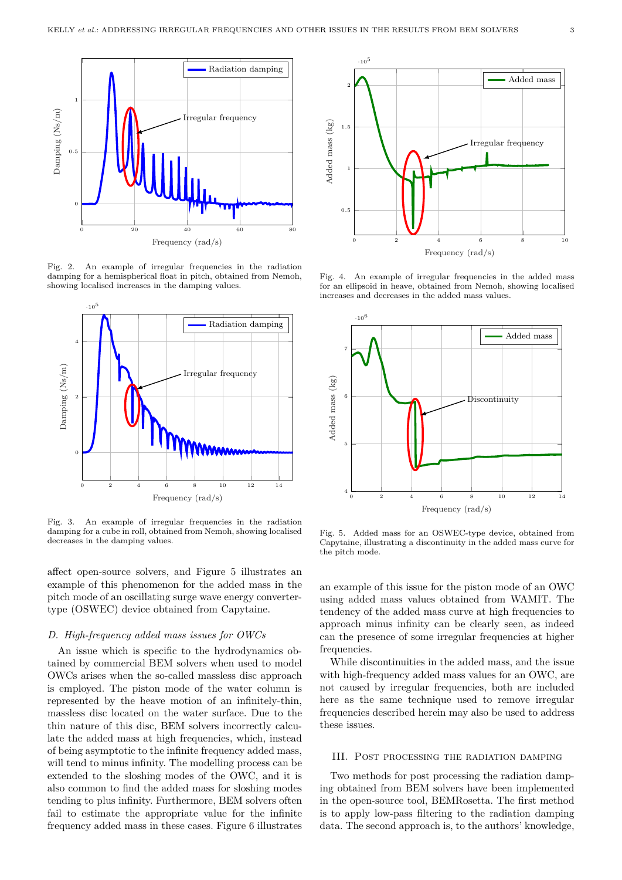Fig. 2. An example of irregular frequencies in the radiation damping for a hemispherical float in pitch, obtained from Nemoh, showing localised increases in the damping values.

Fig. 3. An example of irregular frequencies in the radiation damping for a cube in roll, obtained from Nemoh, showing localised decreases in the damping values.

affect open-source solvers, and Figure 5 illustrates an example of this phenomenon for the added mass in the pitch mode of an oscillating surge wave energy converter-type (OSWEC) device obtained from Capytaine.

### *D. High-frequency added mass issues for OWCs*

An issue which is specific to the hydrodynamics obtained by commercial BEM solvers when used to model OWCs arises when the so-called massless disc approach is employed. The piston mode of the water column is represented by the heave motion of an infinitely-thin, massless disc located on the water surface. Due to the thin nature of this disc, BEM solvers incorrectly calculate the added mass at high frequencies, which, instead of being asymptotic to the infinite frequency added mass, will tend to minus infinity. The modelling process can be extended to the sloshing modes of the OWC, and it is also common to find the added mass for sloshing modes tending to plus infinity. Furthermore, BEM solvers often fail to estimate the appropriate value for the infinite frequency added mass in these cases. Figure 6 illustrates

Fig. 4. An example of irregular frequencies in the added mass for an ellipsoid in heave, obtained from Nemoh, showing localised increases and decreases in the added mass values.

Fig. 5. Added mass for an OSWEC-type device, obtained from Capytaine, illustrating a discontinuity in the added mass curve for the pitch mode.

an example of this issue for the piston mode of an OWC using added mass values obtained from WAMIT. The tendency of the added mass curve at high frequencies to approach minus infinity can be clearly seen, as indeed can the presence of some irregular frequencies at higher frequencies.

While discontinuities in the added mass, and the issue with high-frequency added mass values for an OWC, are not caused by irregular frequencies, both are included here as the same technique used to remove irregular frequencies described herein may also be used to address these issues.

## III. Post processing the radiation damping

Two methods for post processing the radiation damping obtained from BEM solvers have been implemented in the open-source tool, BEMRosetta. The first method is to apply low-pass filtering to the radiation damping data. The second approach is, to the authors' knowledge,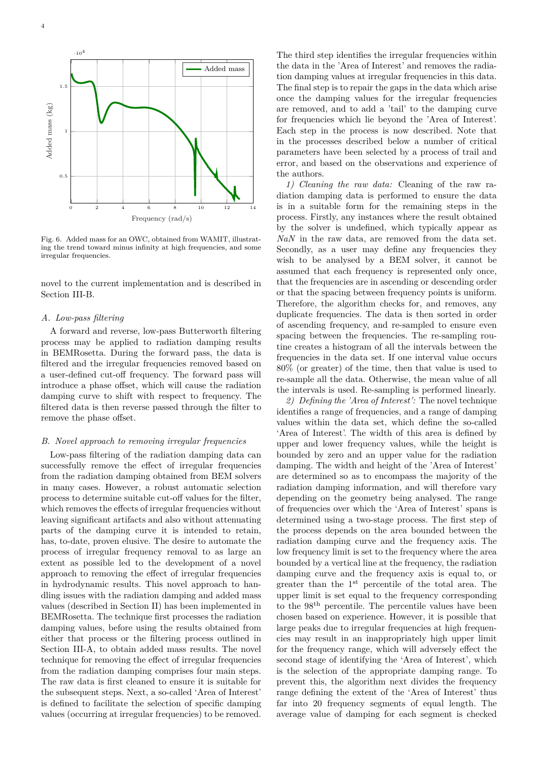Fig. 6. Added mass for an OWC, obtained from WAMIT, illustrating the trend toward minus infinity at high frequencies, and some irregular frequencies.

novel to the current implementation and is described in Section III-B.

### *A. Low-pass filtering*

A forward and reverse, low-pass Butterworth filtering process may be applied to radiation damping results in BEMRosetta. During the forward pass, the data is filtered and the irregular frequencies removed based on a user-defined cut-off frequency. The forward pass will introduce a phase offset, which will cause the radiation damping curve to shift with respect to frequency. The filtered data is then reverse passed through the filter to remove the phase offset.

### *B. Novel approach to removing irregular frequencies*

Low-pass filtering of the radiation damping data can successfully remove the effect of irregular frequencies from the radiation damping obtained from BEM solvers in many cases. However, a robust automatic selection process to determine suitable cut-off values for the filter, which removes the effects of irregular frequencies without leaving significant artifacts and also without attenuating parts of the damping curve it is intended to retain, has, to-date, proven elusive. The desire to automate the process of irregular frequency removal to as large an extent as possible led to the development of a novel approach to removing the effect of irregular frequencies in hydrodynamic results. This novel approach to handling issues with the radiation damping and added mass values (described in Section II) has been implemented in BEMRosetta. The technique first processes the radiation damping values, before using the results obtained from either that process or the filtering process outlined in Section III-A, to obtain added mass results. The novel technique for removing the effect of irregular frequencies from the radiation damping comprises four main steps. The raw data is first cleaned to ensure it is suitable for the subsequent steps. Next, a so-called 'Area of Interest' is defined to facilitate the selection of specific damping values (occurring at irregular frequencies) to be removed. The third step identifies the irregular frequencies within the data in the 'Area of Interest' and removes the radiation damping values at irregular frequencies in this data. The final step is to repair the gaps in the data which arise once the damping values for the irregular frequencies are removed, and to add a 'tail' to the damping curve for frequencies which lie beyond the 'Area of Interest'. Each step in the process is now described. Note that in the processes described below a number of critical parameters have been selected by a process of trail and error, and based on the observations and experience of the authors.

*1) Cleaning the raw data:* Cleaning of the raw radiation damping data is performed to ensure the data is in a suitable form for the remaining steps in the process. Firstly, any instances where the result obtained by the solver is undefined, which typically appear as *NaN* in the raw data, are removed from the data set. Secondly, as a user may define any frequencies they wish to be analysed by a BEM solver, it cannot be assumed that each frequency is represented only once, that the frequencies are in ascending or descending order or that the spacing between frequency points is uniform. Therefore, the algorithm checks for, and removes, any duplicate frequencies. The data is then sorted in order of ascending frequency, and re-sampled to ensure even spacing between the frequencies. The re-sampling routine creates a histogram of all the intervals between the frequencies in the data set. If one interval value occurs 80% (or greater) of the time, then that value is used to re-sample all the data. Otherwise, the mean value of all the intervals is used. Re-sampling is performed linearly.

*2) Defining the 'Area of Interest':* The novel technique identifies a range of frequencies, and a range of damping values within the data set, which define the so-called 'Area of Interest'. The width of this area is defined by upper and lower frequency values, while the height is bounded by zero and an upper value for the radiation damping. The width and height of the 'Area of Interest' are determined so as to encompass the majority of the radiation damping information, and will therefore vary depending on the geometry being analysed. The range of frequencies over which the 'Area of Interest' spans is determined using a two-stage process. The first step of the process depends on the area bounded between the radiation damping curve and the frequency axis. The low frequency limit is set to the frequency where the area bounded by a vertical line at the frequency, the radiation damping curve and the frequency axis is equal to, or greater than the 1st percentile of the total area. The upper limit is set equal to the frequency corresponding to the 98th percentile. The percentile values have been chosen based on experience. However, it is possible that large peaks due to irregular frequencies at high frequencies may result in an inappropriately high upper limit for the frequency range, which will adversely effect the second stage of identifying the 'Area of Interest', which is the selection of the appropriate damping range. To prevent this, the algorithm next divides the frequency range defining the extent of the 'Area of Interest' thus far into 20 frequency segments of equal length. The average value of damping for each segment is checked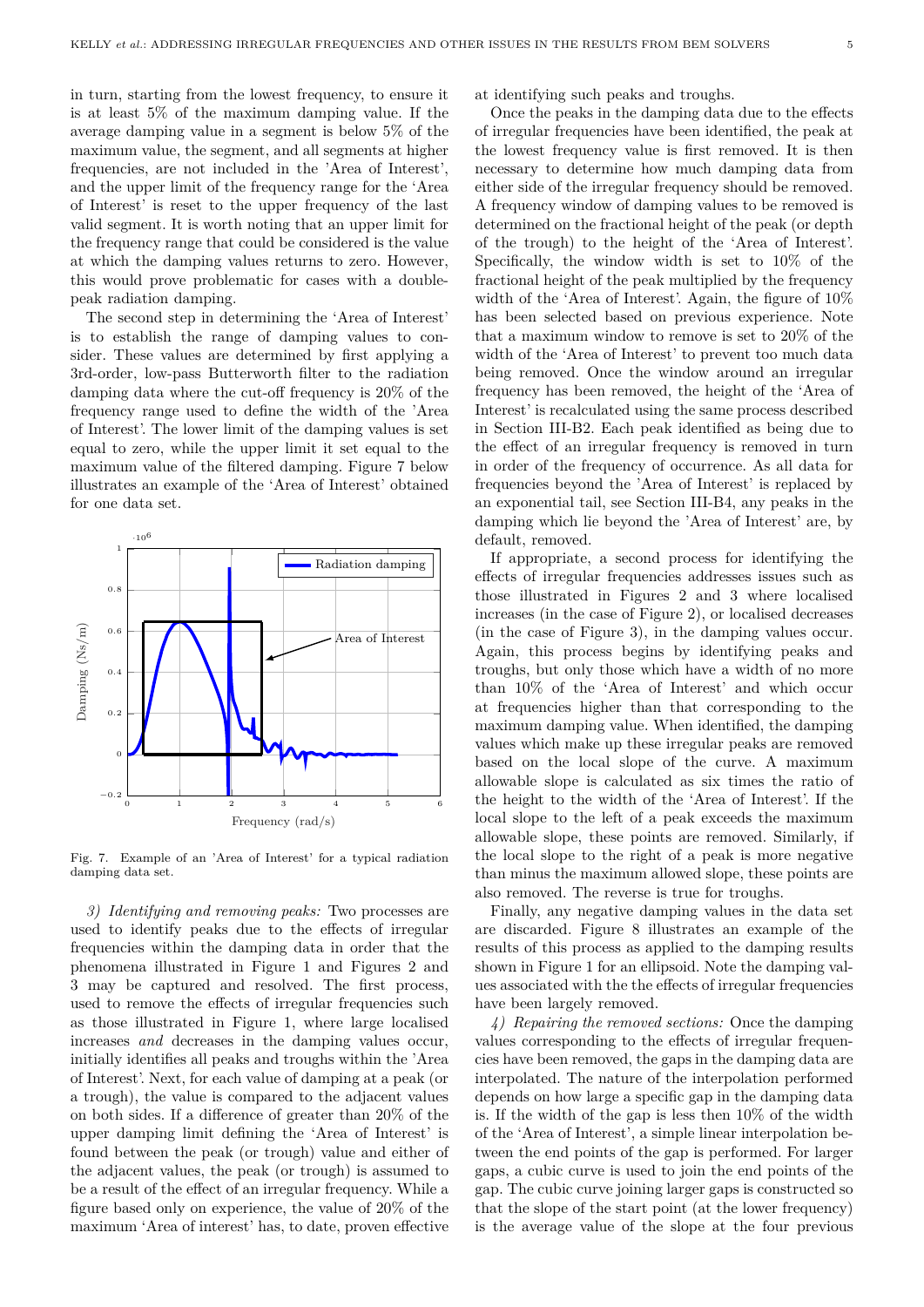in turn, starting from the lowest frequency, to ensure it is at least 5% of the maximum damping value. If the average damping value in a segment is below 5% of the maximum value, the segment, and all segments at higher frequencies, are not included in the 'Area of Interest', and the upper limit of the frequency range for the 'Area of Interest' is reset to the upper frequency of the last valid segment. It is worth noting that an upper limit for the frequency range that could be considered is the value at which the damping values returns to zero. However, this would prove problematic for cases with a double-peak radiation damping.

The second step in determining the 'Area of Interest' is to establish the range of damping values to consider. These values are determined by first applying a 3rd-order, low-pass Butterworth filter to the radiation damping data where the cut-off frequency is 20% of the frequency range used to define the width of the 'Area of Interest'. The lower limit of the damping values is set equal to zero, while the upper limit it set equal to the maximum value of the filtered damping. Figure 7 below illustrates an example of the 'Area of Interest' obtained for one data set.

Fig. 7. Example of an 'Area of Interest' for a typical radiation damping data set.

*3) Identifying and removing peaks:* Two processes are used to identify peaks due to the effects of irregular frequencies within the damping data in order that the phenomena illustrated in Figure 1 and Figures 2 and 3 may be captured and resolved. The first process, used to remove the effects of irregular frequencies such as those illustrated in Figure 1, where large localised increases *and* decreases in the damping values occur, initially identifies all peaks and troughs within the 'Area of Interest'. Next, for each value of damping at a peak (or a trough), the value is compared to the adjacent values on both sides. If a difference of greater than 20% of the upper damping limit defining the 'Area of Interest' is found between the peak (or trough) value and either of the adjacent values, the peak (or trough) is assumed to be a result of the effect of an irregular frequency. While a figure based only on experience, the value of 20% of the maximum 'Area of interest' has, to date, proven effective at identifying such peaks and troughs.

Once the peaks in the damping data due to the effects of irregular frequencies have been identified, the peak at the lowest frequency value is first removed. It is then necessary to determine how much damping data from either side of the irregular frequency should be removed. A frequency window of damping values to be removed is determined on the fractional height of the peak (or depth of the trough) to the height of the 'Area of Interest'. Specifically, the window width is set to 10% of the fractional height of the peak multiplied by the frequency width of the 'Area of Interest'. Again, the figure of 10% has been selected based on previous experience. Note that a maximum window to remove is set to 20% of the width of the 'Area of Interest' to prevent too much data being removed. Once the window around an irregular frequency has been removed, the height of the 'Area of Interest' is recalculated using the same process described in Section III-B2. Each peak identified as being due to the effect of an irregular frequency is removed in turn in order of the frequency of occurrence. As all data for frequencies beyond the 'Area of Interest' is replaced by an exponential tail, see Section III-B4, any peaks in the damping which lie beyond the 'Area of Interest' are, by default, removed.

If appropriate, a second process for identifying the effects of irregular frequencies addresses issues such as those illustrated in Figures 2 and 3 where localised increases (in the case of Figure 2), or localised decreases (in the case of Figure 3), in the damping values occur. Again, this process begins by identifying peaks and troughs, but only those which have a width of no more than 10% of the 'Area of Interest' and which occur at frequencies higher than that corresponding to the maximum damping value. When identified, the damping values which make up these irregular peaks are removed based on the local slope of the curve. A maximum allowable slope is calculated as six times the ratio of the height to the width of the 'Area of Interest'. If the local slope to the left of a peak exceeds the maximum allowable slope, these points are removed. Similarly, if the local slope to the right of a peak is more negative than minus the maximum allowed slope, these points are also removed. The reverse is true for troughs.

Finally, any negative damping values in the data set are discarded. Figure 8 illustrates an example of the results of this process as applied to the damping results shown in Figure 1 for an ellipsoid. Note the damping values associated with the the effects of irregular frequencies have been largely removed.

*4) Repairing the removed sections:* Once the damping values corresponding to the effects of irregular frequencies have been removed, the gaps in the damping data are interpolated. The nature of the interpolation performed depends on how large a specific gap in the damping data is. If the width of the gap is less then 10% of the width of the 'Area of Interest', a simple linear interpolation between the end points of the gap is performed. For larger gaps, a cubic curve is used to join the end points of the gap. The cubic curve joining larger gaps is constructed so that the slope of the start point (at the lower frequency) is the average value of the slope at the four previous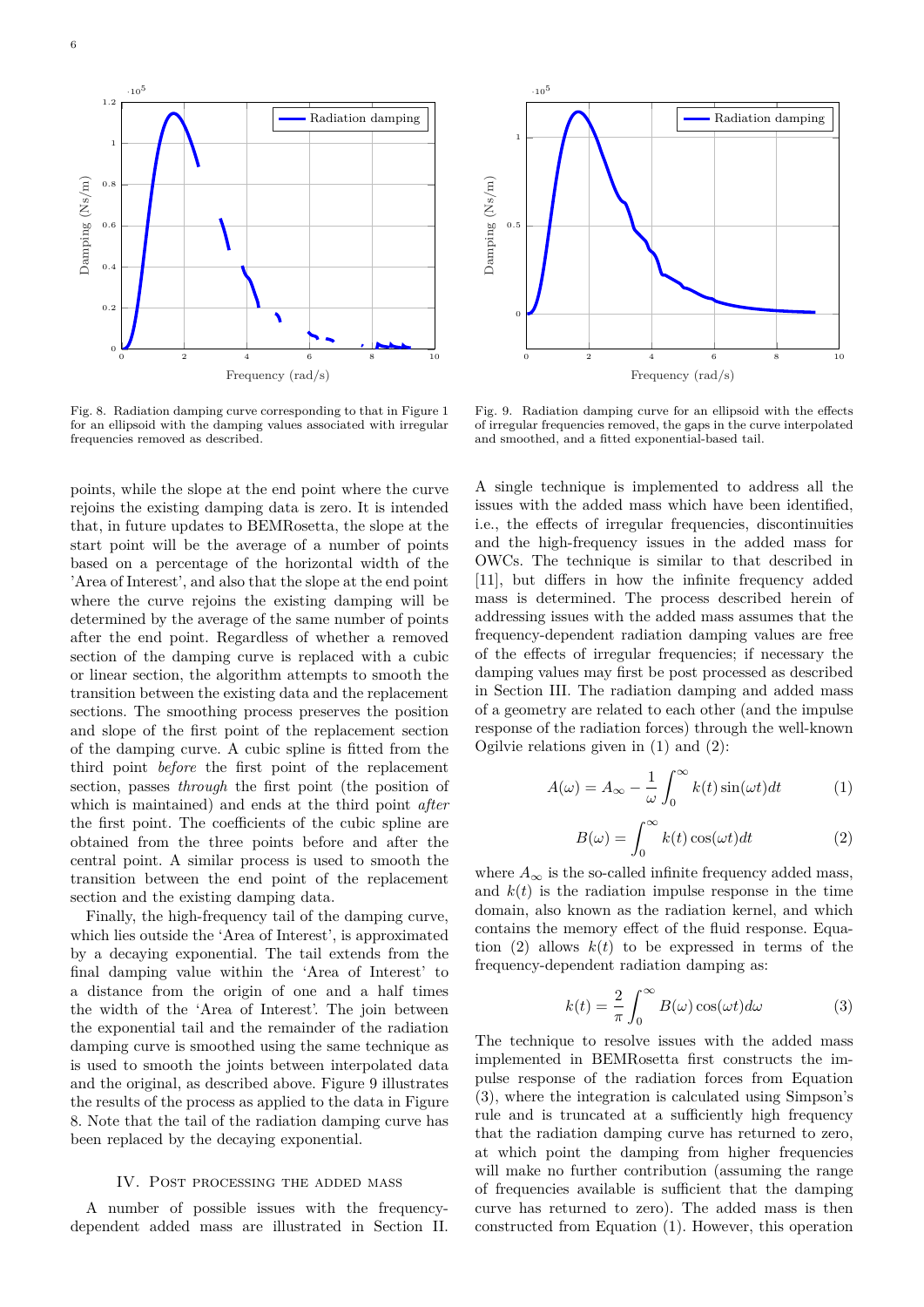Fig. 8. Radiation damping curve corresponding to that in Figure 1 for an ellipsoid with the damping values associated with irregular frequencies removed as described.

Fig. 9. Radiation damping curve for an ellipsoid with the effects of irregular frequencies removed, the gaps in the curve interpolated and smoothed, and a fitted exponential-based tail.

points, while the slope at the end point where the curve rejoins the existing damping data is zero. It is intended that, in future updates to BEMRosetta, the slope at the start point will be the average of a number of points based on a percentage of the horizontal width of the 'Area of Interest', and also that the slope at the end point where the curve rejoins the existing damping will be determined by the average of the same number of points after the end point. Regardless of whether a removed section of the damping curve is replaced with a cubic or linear section, the algorithm attempts to smooth the transition between the existing data and the replacement sections. The smoothing process preserves the position and slope of the first point of the replacement section of the damping curve. A cubic spline is fitted from the third point *before* the first point of the replacement section, passes *through* the first point (the position of which is maintained) and ends at the third point *after* the first point. The coefficients of the cubic spline are obtained from the three points before and after the central point. A similar process is used to smooth the transition between the end point of the replacement section and the existing damping data.

Finally, the high-frequency tail of the damping curve, which lies outside the 'Area of Interest', is approximated by a decaying exponential. The tail extends from the final damping value within the 'Area of Interest' to a distance from the origin of one and a half times the width of the 'Area of Interest'. The join between the exponential tail and the remainder of the radiation damping curve is smoothed using the same technique as is used to smooth the joints between interpolated data and the original, as described above. Figure 9 illustrates the results of the process as applied to the data in Figure 8. Note that the tail of the radiation damping curve has been replaced by the decaying exponential.

## IV. Post processing the added mass

A number of possible issues with the frequency-dependent added mass are illustrated in Section II. A single technique is implemented to address all the issues with the added mass which have been identified, i.e., the effects of irregular frequencies, discontinuities and the high-frequency issues in the added mass for OWCs. The technique is similar to that described in [11], but differs in how the infinite frequency added mass is determined. The process described herein of addressing issues with the added mass assumes that the frequency-dependent radiation damping values are free of the effects of irregular frequencies; if necessary the damping values may first be post processed as described in Section III. The radiation damping and added mass of a geometry are related to each other (and the impulse response of the radiation forces) through the well-known Ogilvie relations given in (1) and (2):

$$A(\omega) = A_\infty - \frac{1}{\omega}\int_0^\infty k(t)\sin(\omega t)dt \tag{1}$$

$$B(\omega) = \int_0^\infty k(t)\cos(\omega t)dt \tag{2}$$

where $A_\infty$ is the so-called infinite frequency added mass, and $k(t)$ is the radiation impulse response in the time domain, also known as the radiation kernel, and which contains the memory effect of the fluid response. Equation (2) allows $k(t)$ to be expressed in terms of the frequency-dependent radiation damping as:

$$k(t) = \frac{2}{\pi}\int_0^\infty B(\omega)\cos(\omega t)d\omega \tag{3}$$

The technique to resolve issues with the added mass implemented in BEMRosetta first constructs the impulse response of the radiation forces from Equation (3), where the integration is calculated using Simpson's rule and is truncated at a sufficiently high frequency that the radiation damping curve has returned to zero, at which point the damping from higher frequencies will make no further contribution (assuming the range of frequencies available is sufficient that the damping curve has returned to zero). The added mass is then constructed from Equation (1). However, this operation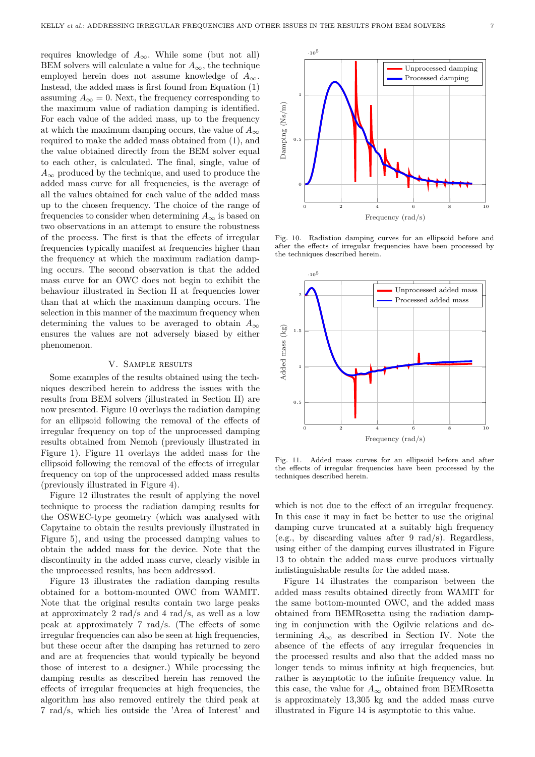requires knowledge of $A_\infty$. While some (but not all) BEM solvers will calculate a value for $A_\infty$, the technique employed herein does not assume knowledge of $A_\infty$. Instead, the added mass is first found from Equation (1) assuming $A_\infty = 0$. Next, the frequency corresponding to the maximum value of radiation damping is identified. For each value of the added mass, up to the frequency at which the maximum damping occurs, the value of $A_\infty$ required to make the added mass obtained from (1), and the value obtained directly from the BEM solver equal to each other, is calculated. The final, single, value of $A_\infty$ produced by the technique, and used to produce the added mass curve for all frequencies, is the average of all the values obtained for each value of the added mass up to the chosen frequency. The choice of the range of frequencies to consider when determining $A_\infty$ is based on two observations in an attempt to ensure the robustness of the process. The first is that the effects of irregular frequencies typically manifest at frequencies higher than the frequency at which the maximum radiation damping occurs. The second observation is that the added mass curve for an OWC does not begin to exhibit the behaviour illustrated in Section II at frequencies lower than that at which the maximum damping occurs. The selection in this manner of the maximum frequency when determining the values to be averaged to obtain $A_\infty$ ensures the values are not adversely biased by either phenomenon.

## V. Sample results

Some examples of the results obtained using the techniques described herein to address the issues with the results from BEM solvers (illustrated in Section II) are now presented. Figure 10 overlays the radiation damping for an ellipsoid following the removal of the effects of irregular frequency on top of the unprocessed damping results obtained from Nemoh (previously illustrated in Figure 1). Figure 11 overlays the added mass for the ellipsoid following the removal of the effects of irregular frequency on top of the unprocessed added mass results (previously illustrated in Figure 4).

Figure 12 illustrates the result of applying the novel technique to process the radiation damping results for the OSWEC-type geometry (which was analysed with Capytaine to obtain the results previously illustrated in Figure 5), and using the processed damping values to obtain the added mass for the device. Note that the discontinuity in the added mass curve, clearly visible in the unprocessed results, has been addressed.

Figure 13 illustrates the radiation damping results obtained for a bottom-mounted OWC from WAMIT. Note that the original results contain two large peaks at approximately 2 rad/s and 4 rad/s, as well as a low peak at approximately 7 rad/s. (The effects of some irregular frequencies can also be seen at high frequencies, but these occur after the damping has returned to zero and are at frequencies that would typically be beyond those of interest to a designer.) While processing the damping results as described herein has removed the effects of irregular frequencies at high frequencies, the algorithm has also removed entirely the third peak at 7 rad/s, which lies outside the 'Area of Interest' and which is not due to the effect of an irregular frequency. In this case it may in fact be better to use the original damping curve truncated at a suitably high frequency (e.g., by discarding values after 9 rad/s). Regardless, using either of the damping curves illustrated in Figure 13 to obtain the added mass curve produces virtually indistinguishable results for the added mass.

Figure 14 illustrates the comparison between the added mass results obtained directly from WAMIT for the same bottom-mounted OWC, and the added mass obtained from BEMRosetta using the radiation damping in conjunction with the Ogilvie relations and determining $A_\infty$ as described in Section IV. Note the absence of the effects of any irregular frequencies in the processed results and also that the added mass no longer tends to minus infinity at high frequencies, but rather is asymptotic to the infinite frequency value. In this case, the value for $A_\infty$ obtained from BEMRosetta is approximately 13,305 kg and the added mass curve illustrated in Figure 14 is asymptotic to this value.

Fig. 10. Radiation damping curves for an ellipsoid before and after the effects of irregular frequencies have been processed by the techniques described herein.

Fig. 11. Added mass curves for an ellipsoid before and after the effects of irregular frequencies have been processed by the techniques described herein.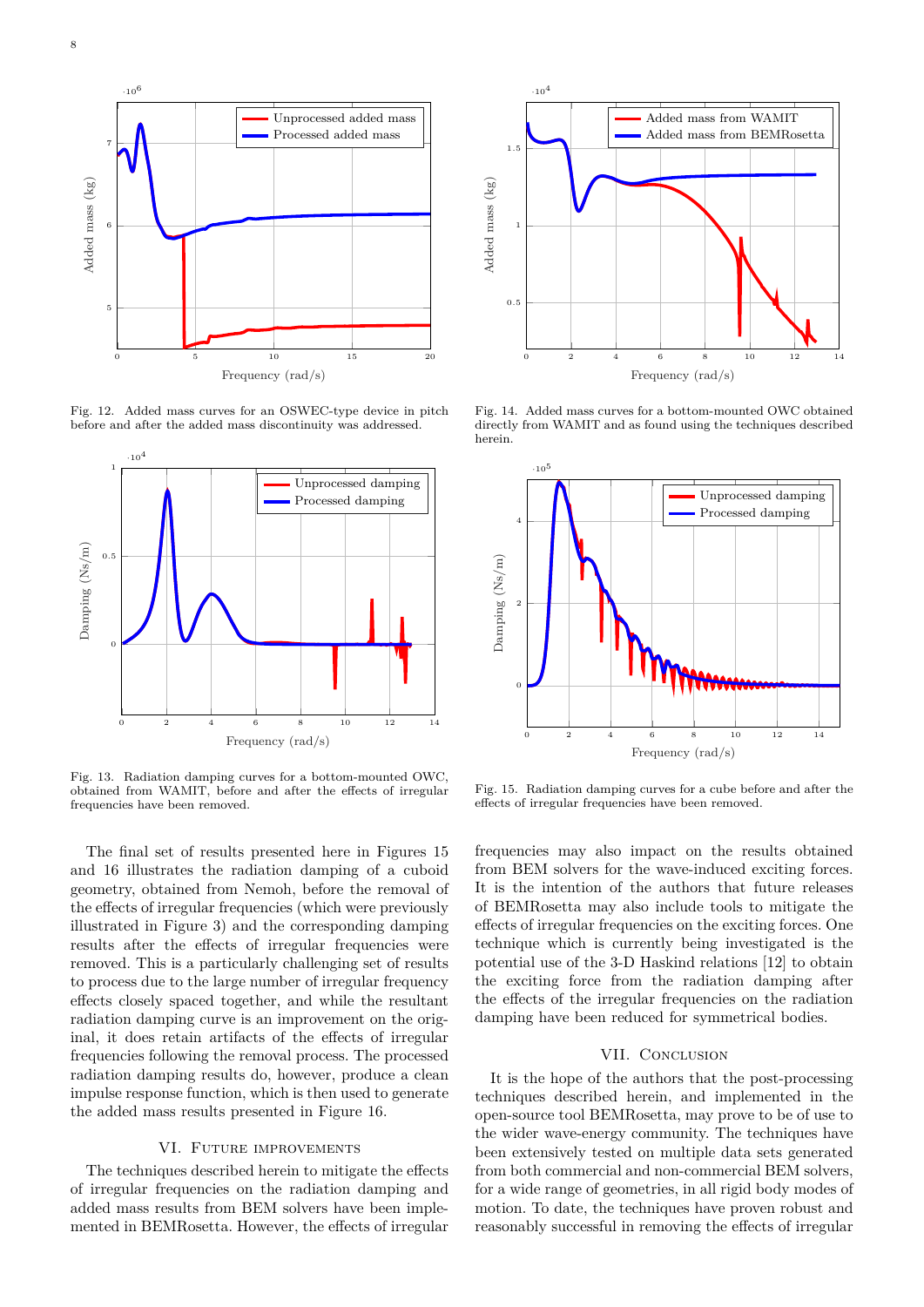Fig. 12. Added mass curves for an OSWEC-type device in pitch before and after the added mass discontinuity was addressed.

Fig. 14. Added mass curves for a bottom-mounted OWC obtained directly from WAMIT and as found using the techniques described herein.

Fig. 13. Radiation damping curves for a bottom-mounted OWC, obtained from WAMIT, before and after the effects of irregular frequencies have been removed.

Fig. 15. Radiation damping curves for a cube before and after the effects of irregular frequencies have been removed.

The final set of results presented here in Figures 15 and 16 illustrates the radiation damping of a cuboid geometry, obtained from Nemoh, before the removal of the effects of irregular frequencies (which were previously illustrated in Figure 3) and the corresponding damping results after the effects of irregular frequencies were removed. This is a particularly challenging set of results to process due to the large number of irregular frequency effects closely spaced together, and while the resultant radiation damping curve is an improvement on the original, it does retain artifacts of the effects of irregular frequencies following the removal process. The processed radiation damping results do, however, produce a clean impulse response function, which is then used to generate the added mass results presented in Figure 16.

## VI. Future improvements

The techniques described herein to mitigate the effects of irregular frequencies on the radiation damping and added mass results from BEM solvers have been implemented in BEMRosetta. However, the effects of irregular frequencies may also impact on the results obtained from BEM solvers for the wave-induced exciting forces. It is the intention of the authors that future releases of BEMRosetta may also include tools to mitigate the effects of irregular frequencies on the exciting forces. One technique which is currently being investigated is the potential use of the 3-D Haskind relations [12] to obtain the exciting force from the radiation damping after the effects of the irregular frequencies on the radiation damping have been reduced for symmetrical bodies.

## VII. Conclusion

It is the hope of the authors that the post-processing techniques described herein, and implemented in the open-source tool BEMRosetta, may prove to be of use to the wider wave-energy community. The techniques have been extensively tested on multiple data sets generated from both commercial and non-commercial BEM solvers, for a wide range of geometries, in all rigid body modes of motion. To date, the techniques have proven robust and reasonably successful in removing the effects of irregular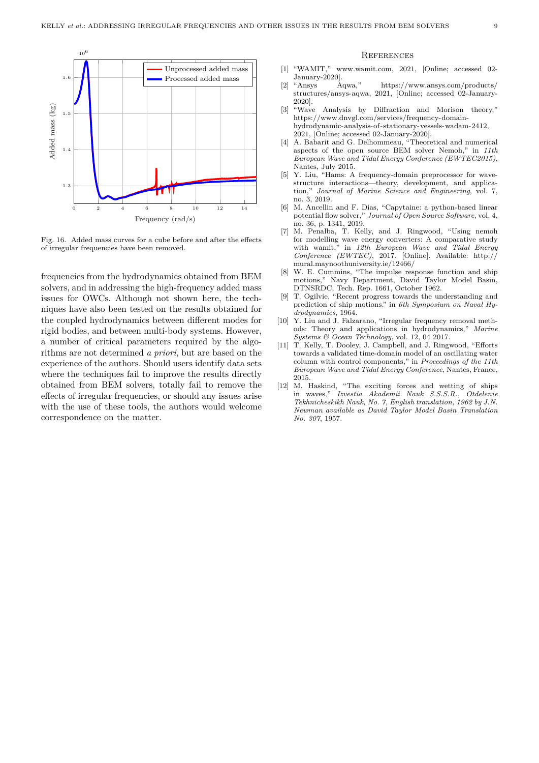$\cdot 10^6$

1.6

1.5

1.4

1.3

Added mass (kg)

0 2 4 6 8 10 12 14

Frequency (rad/s)

Unprocessed added mass

Processed added mass

Fig. 16. Added mass curves for a cube before and after the effects of irregular frequencies have been removed.

frequencies from the hydrodynamics obtained from BEM solvers, and in addressing the high-frequency added mass issues for OWCs. Although not shown here, the techniques have also been tested on the results obtained for the coupled hydrodynamics between different modes for rigid bodies, and between multi-body systems. However, a number of critical parameters required by the algorithms are not determined *a priori*, but are based on the experience of the authors. Should users identify data sets where the techniques fail to improve the results directly obtained from BEM solvers, totally fail to remove the effects of irregular frequencies, or should any issues arise with the use of these tools, the authors would welcome correspondence on the matter.

## References

[1] "WAMIT," www.wamit.com, 2021, [Online; accessed 02-January-2020].

[2] "Ansys Aqwa," https://www.ansys.com/products/structures/ansys-aqwa, 2021, [Online; accessed 02-January-2020].

[3] "Wave Analysis by Diffraction and Morison theory," https://www.dnvgl.com/services/frequency-domain-hydrodynamic-analysis-of-stationary-vessels-wadam-2412, 2021, [Online; accessed 02-January-2020].

[4] A. Babarit and G. Delhommeau, "Theoretical and numerical aspects of the open source BEM solver Nemoh," in *11th European Wave and Tidal Energy Conference (EWTEC2015)*, Nantes, July 2015.

[5] Y. Liu, "Hams: A frequency-domain preprocessor for wave-structure interactions—theory, development, and application," *Journal of Marine Science and Engineering*, vol. 7, no. 3, 2019.

[6] M. Ancellin and F. Dias, "Capytaine: a python-based linear potential flow solver," *Journal of Open Source Software*, vol. 4, no. 36, p. 1341, 2019.

[7] M. Penalba, T. Kelly, and J. Ringwood, "Using nemoh for modelling wave energy converters: A comparative study with wamit," in *12th European Wave and Tidal Energy Conference (EWTEC)*, 2017. [Online]. Available: http://mural.maynoothuniversity.ie/12466/

[8] W. E. Cummins, "The impulse response function and ship motions," Navy Department, David Taylor Model Basin, DTNSRDC, Tech. Rep. 1661, October 1962.

[9] T. Ogilvie, "Recent progress towards the understanding and prediction of ship motions." in *6th Symposium on Naval Hydrodynamics*, 1964.

[10] Y. Liu and J. Falzarano, "Irregular frequency removal methods: Theory and applications in hydrodynamics," *Marine Systems & Ocean Technology*, vol. 12, 04 2017.

[11] T. Kelly, T. Dooley, J. Campbell, and J. Ringwood, "Efforts towards a validated time-domain model of an oscillating water column with control components," in *Proceedings of the 11th European Wave and Tidal Energy Conference*, Nantes, France, 2015.

[12] M. Haskind, "The exciting forces and wetting of ships in waves," *Izvestia Akademii Nauk S.S.S.R., Otdelenie Tekhnicheskikh Nauk, No. 7, English translation, 1962 by J.N. Newman available as David Taylor Model Basin Translation No. 307*, 1957.